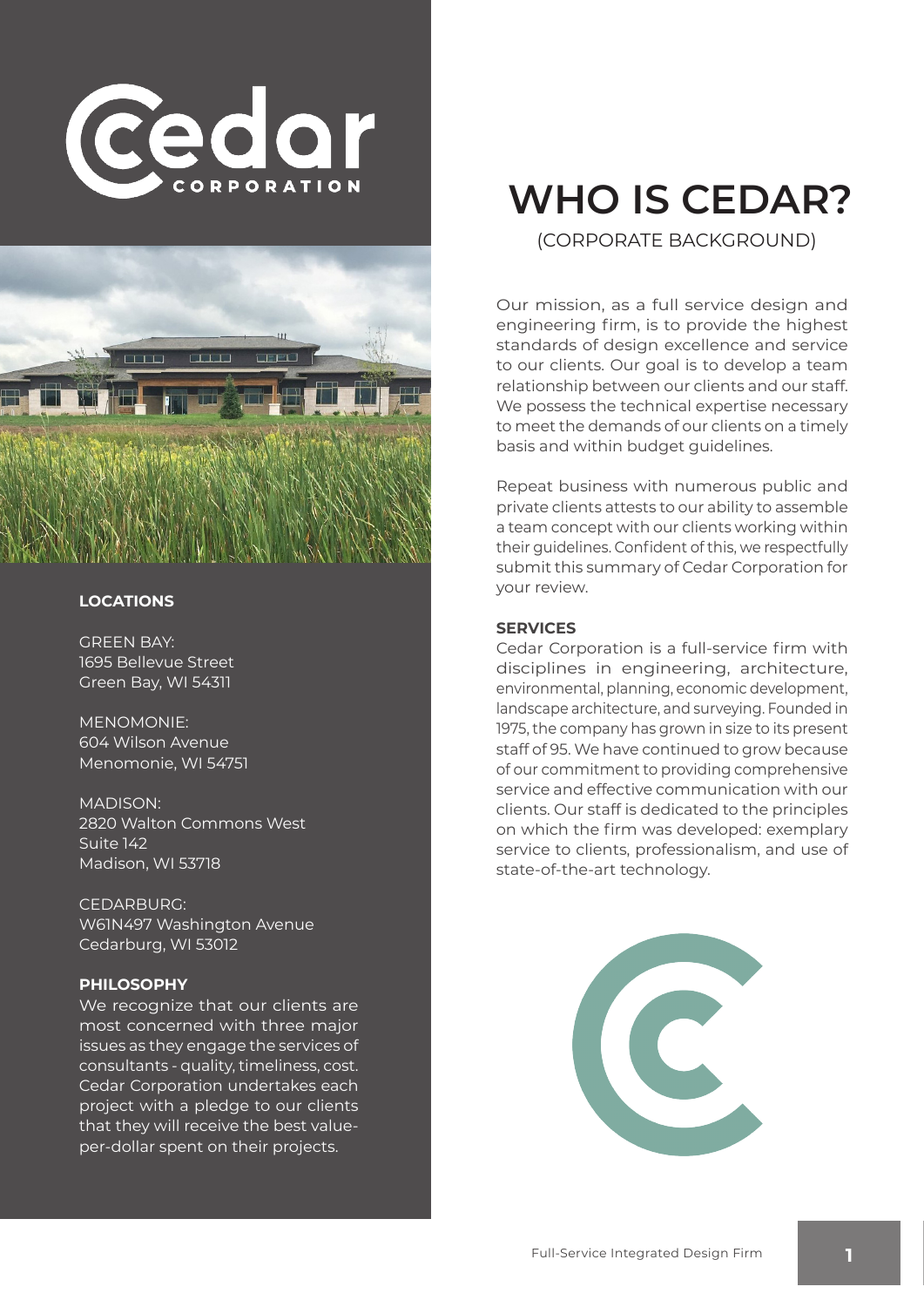# WHO IS CEDAR?

(CORPORATE BACKGROUND)

Our mission, as a full service design and engineering firm, is to provide the highest standards of design excellence and service to our clients. Our goal is to develop a team relationship between our clients and our staff. We possess the technical expertise necessary to meet the demands of our clients on a timely basis and within budget guidelines.

Repeat business with numerous public and private clients attests to our ability to assemble a team concept with our clients working within their guidelines. Confident of this, we respectfully submit this summary of Cedar Corporation for your review.

### SERVICES

Cedar Corporation is a full-service firm with disciplines in engineering, architecture, environmental, planning, economic development, landscape architecture, and surveying. Founded in 1975, the company has grown in size to its present staff of 95. We have continued to grow because of our commitment to providing comprehensive service and effective communication with our clients. Our staff is dedicated to the principles on which the firm was developed: exemplary service to clients, professionalism, and use of state-of-the-art technology.

### LOCATIONS

GREEN BAY:
1695 Bellevue Street
Green Bay, WI 54311

MENOMONIE:
604 Wilson Avenue
Menomonie, WI 54751

MADISON:
2820 Walton Commons West
Suite 142
Madison, WI 53718

CEDARBURG:
W61N497 Washington Avenue
Cedarburg, WI 53012

### PHILOSOPHY

We recognize that our clients are most concerned with three major issues as they engage the services of consultants - quality, timeliness, cost. Cedar Corporation undertakes each project with a pledge to our clients that they will receive the best value-per-dollar spent on their projects.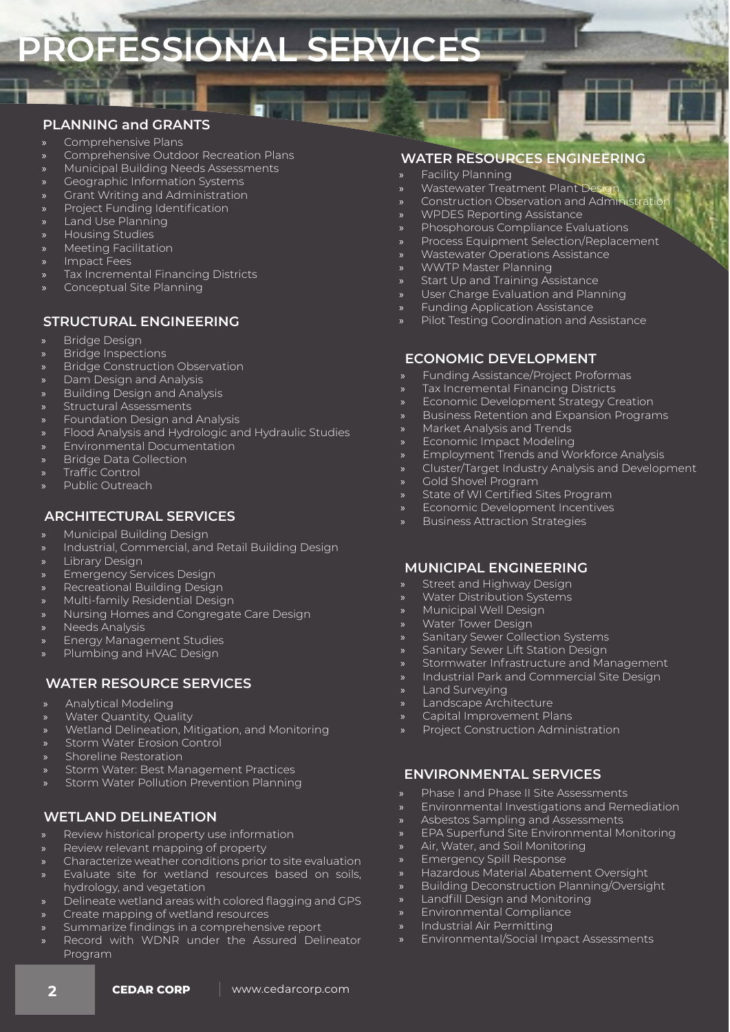# PROFESSIONAL SERVICES

## PLANNING and GRANTS

- Comprehensive Plans
- Comprehensive Outdoor Recreation Plans
- Municipal Building Needs Assessments
- Geographic Information Systems
- Grant Writing and Administration
- Project Funding Identification
- Land Use Planning
- Housing Studies
- Meeting Facilitation
- Impact Fees
- Tax Incremental Financing Districts
- Conceptual Site Planning

## STRUCTURAL ENGINEERING

- Bridge Design
- Bridge Inspections
- Bridge Construction Observation
- Dam Design and Analysis
- Building Design and Analysis
- Structural Assessments
- Foundation Design and Analysis
- Flood Analysis and Hydrologic and Hydraulic Studies
- Environmental Documentation
- Bridge Data Collection
- Traffic Control
- Public Outreach

## ARCHITECTURAL SERVICES

- Municipal Building Design
- Industrial, Commercial, and Retail Building Design
- Library Design
- Emergency Services Design
- Recreational Building Design
- Multi-family Residential Design
- Nursing Homes and Congregate Care Design
- Needs Analysis
- Energy Management Studies
- Plumbing and HVAC Design

## WATER RESOURCE SERVICES

- Analytical Modeling
- Water Quantity, Quality
- Wetland Delineation, Mitigation, and Monitoring
- Storm Water Erosion Control
- Shoreline Restoration
- Storm Water: Best Management Practices
- Storm Water Pollution Prevention Planning

## WETLAND DELINEATION

- Review historical property use information
- Review relevant mapping of property
- Characterize weather conditions prior to site evaluation
- Evaluate site for wetland resources based on soils, hydrology, and vegetation
- Delineate wetland areas with colored flagging and GPS
- Create mapping of wetland resources
- Summarize findings in a comprehensive report
- Record with WDNR under the Assured Delineator Program

## WATER RESOURCES ENGINEERING

- Facility Planning
- Wastewater Treatment Plant Design
- Construction Observation and Administration
- WPDES Reporting Assistance
- Phosphorous Compliance Evaluations
- Process Equipment Selection/Replacement
- Wastewater Operations Assistance
- WWTP Master Planning
- Start Up and Training Assistance
- User Charge Evaluation and Planning
- Funding Application Assistance
- Pilot Testing Coordination and Assistance

## ECONOMIC DEVELOPMENT

- Funding Assistance/Project Proformas
- Tax Incremental Financing Districts
- Economic Development Strategy Creation
- Business Retention and Expansion Programs
- Market Analysis and Trends
- Economic Impact Modeling
- Employment Trends and Workforce Analysis
- Cluster/Target Industry Analysis and Development
- Gold Shovel Program
- State of WI Certified Sites Program
- Economic Development Incentives
- Business Attraction Strategies

## MUNICIPAL ENGINEERING

- Street and Highway Design
- Water Distribution Systems
- Municipal Well Design
- Water Tower Design
- Sanitary Sewer Collection Systems
- Sanitary Sewer Lift Station Design
- Stormwater Infrastructure and Management
- Industrial Park and Commercial Site Design
- Land Surveying
- Landscape Architecture
- Capital Improvement Plans
- Project Construction Administration

## ENVIRONMENTAL SERVICES

- Phase I and Phase II Site Assessments
- Environmental Investigations and Remediation
- Asbestos Sampling and Assessments
- EPA Superfund Site Environmental Monitoring
- Air, Water, and Soil Monitoring
- Emergency Spill Response
- Hazardous Material Abatement Oversight
- Building Deconstruction Planning/Oversight
- Landfill Design and Monitoring
- Environmental Compliance
- Industrial Air Permitting
- Environmental/Social Impact Assessments